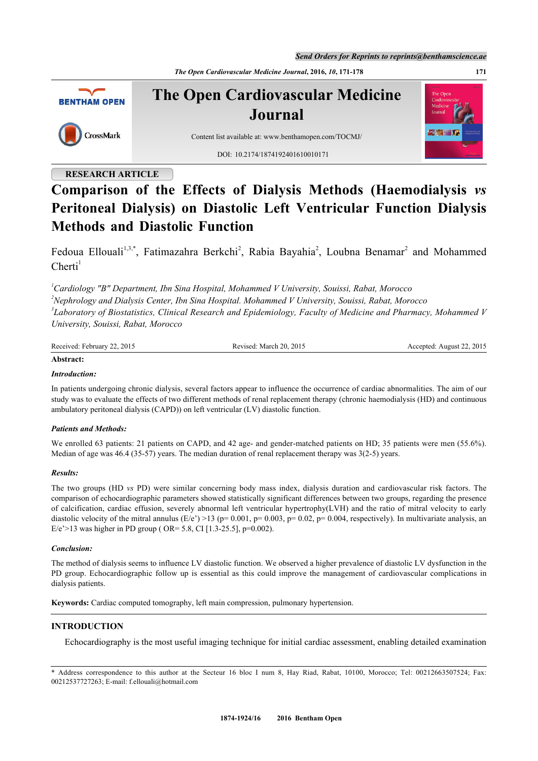RESEARCH ARTICLE

# Comparison of the Effects of Dialysis Methods (Haemodialysis *vs* Peritoneal Dialysis) on Diastolic Left Ventricular Function Dialysis Methods and Diastolic Function

Fedoua Ellouali[1,3,*], Fatimazahra Berkchi[2], Rabia Bayahia[2], Loubna Benamar[2] and Mohammed Cherti[1]

[1]*Cardiology "B" Department, Ibn Sina Hospital, Mohammed V University, Souissi, Rabat, Morocco*
[2]*Nephrology and Dialysis Center, Ibn Sina Hospital. Mohammed V University, Souissi, Rabat, Morocco*
[3]*Laboratory of Biostatistics, Clinical Research and Epidemiology, Faculty of Medicine and Pharmacy, Mohammed V University, Souissi, Rabat, Morocco*

Received: February 22, 2015 Revised: March 20, 2015 Accepted: August 22, 2015

**Abstract:**

***Introduction:***

In patients undergoing chronic dialysis, several factors appear to influence the occurrence of cardiac abnormalities. The aim of our study was to evaluate the effects of two different methods of renal replacement therapy (chronic haemodialysis (HD) and continuous ambulatory peritoneal dialysis (CAPD)) on left ventricular (LV) diastolic function.

***Patients and Methods:***

We enrolled 63 patients: 21 patients on CAPD, and 42 age- and gender-matched patients on HD; 35 patients were men (55.6%). Median of age was 46.4 (35-57) years. The median duration of renal replacement therapy was 3(2-5) years.

***Results:***

The two groups (HD *vs* PD) were similar concerning body mass index, dialysis duration and cardiovascular risk factors. The comparison of echocardiographic parameters showed statistically significant differences between two groups, regarding the presence of calcification, cardiac effusion, severely abnormal left ventricular hypertrophy(LVH) and the ratio of mitral velocity to early diastolic velocity of the mitral annulus (E/e') >13 ($p= 0.001$, $p= 0.003$, $p= 0.02$, $p= 0.004$, respectively). In multivariate analysis, an E/e'>13 was higher in PD group ( OR= 5.8, CI [1.3-25.5], $p=0.002$).

***Conclusion:***

The method of dialysis seems to influence LV diastolic function. We observed a higher prevalence of diastolic LV dysfunction in the PD group. Echocardiographic follow up is essential as this could improve the management of cardiovascular complications in dialysis patients.

**Keywords:** Cardiac computed tomography, left main compression, pulmonary hypertension.

## INTRODUCTION

Echocardiography is the most useful imaging technique for initial cardiac assessment, enabling detailed examination

\* Address correspondence to this author at the Secteur 16 bloc I num 8, Hay Riad, Rabat, 10100, Morocco; Tel: 00212663507524; Fax: 00212537727263; E-mail: f.ellouali@hotmail.com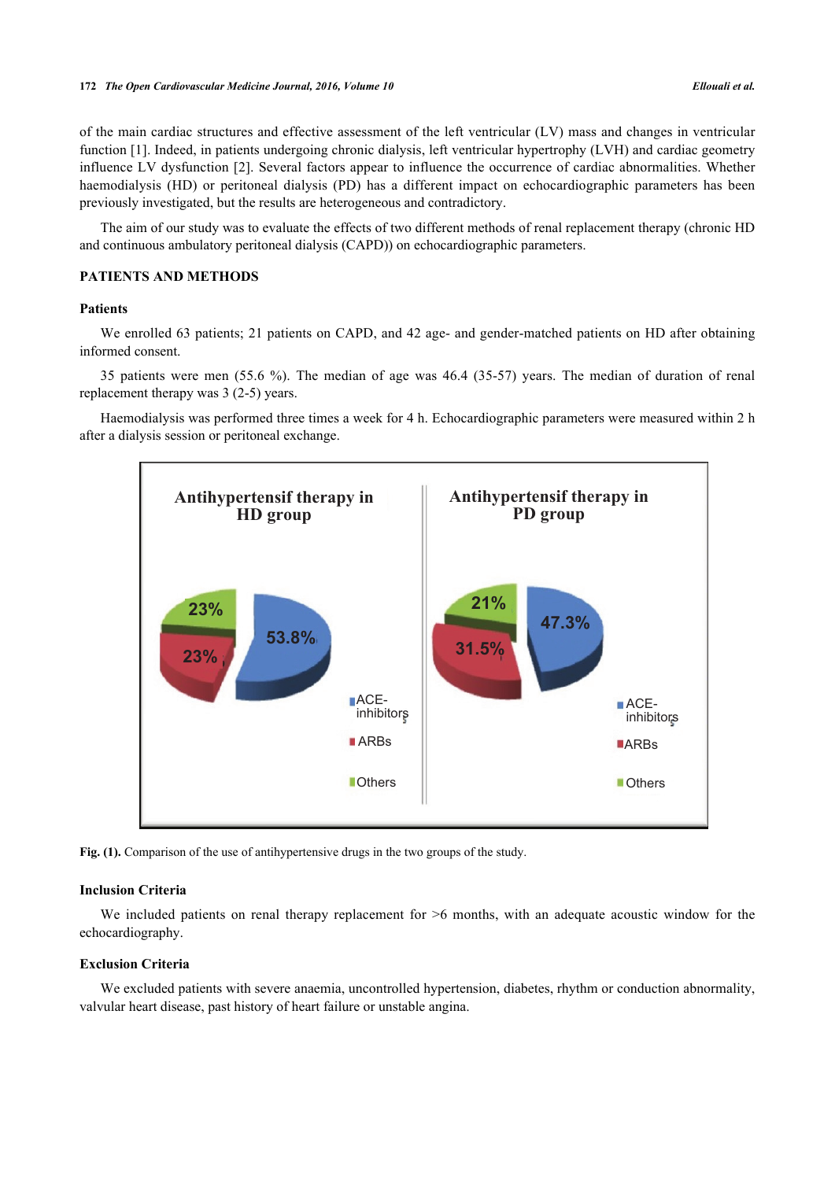of the main cardiac structures and effective assessment of the left ventricular (LV) mass and changes in ventricular function [1]. Indeed, in patients undergoing chronic dialysis, left ventricular hypertrophy (LVH) and cardiac geometry influence LV dysfunction [2]. Several factors appear to influence the occurrence of cardiac abnormalities. Whether haemodialysis (HD) or peritoneal dialysis (PD) has a different impact on echocardiographic parameters has been previously investigated, but the results are heterogeneous and contradictory.

The aim of our study was to evaluate the effects of two different methods of renal replacement therapy (chronic HD and continuous ambulatory peritoneal dialysis (CAPD)) on echocardiographic parameters.

## PATIENTS AND METHODS

### Patients

We enrolled 63 patients; 21 patients on CAPD, and 42 age- and gender-matched patients on HD after obtaining informed consent.

35 patients were men (55.6 %). The median of age was 46.4 (35-57) years. The median of duration of renal replacement therapy was 3 (2-5) years.

Haemodialysis was performed three times a week for 4 h. Echocardiographic parameters were measured within 2 h after a dialysis session or peritoneal exchange.

Antihypertensif therapy in HD group: ACE-inhibitors 53.8%, ARBs 23%, Others 23%

Antihypertensif therapy in PD group: ACE-inhibitors 47.3%, ARBs 31.5%, Others 21%

**Fig. (1).** Comparison of the use of antihypertensive drugs in the two groups of the study.

### Inclusion Criteria

We included patients on renal therapy replacement for >6 months, with an adequate acoustic window for the echocardiography.

### Exclusion Criteria

We excluded patients with severe anaemia, uncontrolled hypertension, diabetes, rhythm or conduction abnormality, valvular heart disease, past history of heart failure or unstable angina.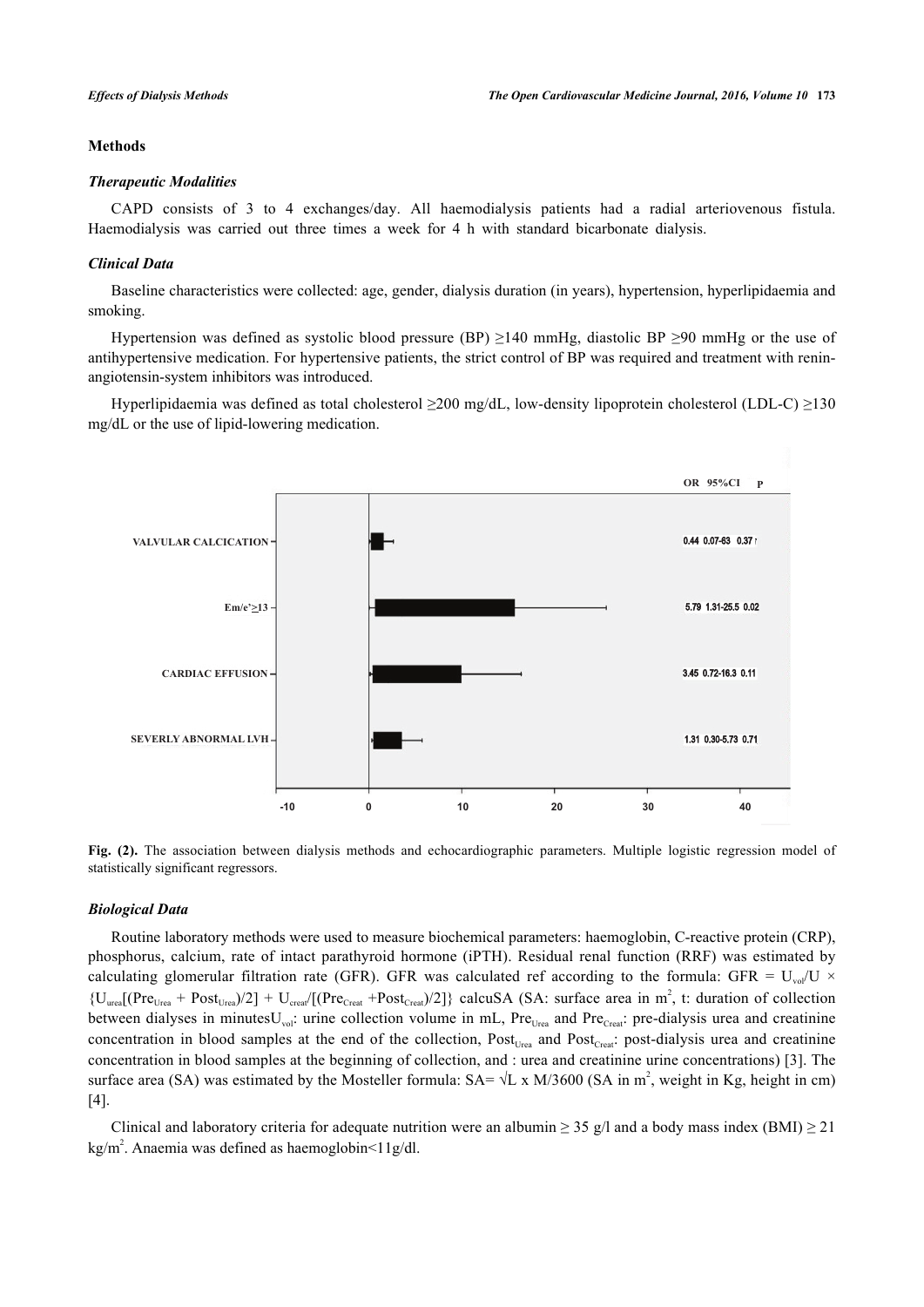## Methods

### *Therapeutic Modalities*

CAPD consists of 3 to 4 exchanges/day. All haemodialysis patients had a radial arteriovenous fistula. Haemodialysis was carried out three times a week for 4 h with standard bicarbonate dialysis.

### *Clinical Data*

Baseline characteristics were collected: age, gender, dialysis duration (in years), hypertension, hyperlipidaemia and smoking.

Hypertension was defined as systolic blood pressure (BP) ≥140 mmHg, diastolic BP ≥90 mmHg or the use of antihypertensive medication. For hypertensive patients, the strict control of BP was required and treatment with renin-angiotensin-system inhibitors was introduced.

Hyperlipidaemia was defined as total cholesterol ≥200 mg/dL, low-density lipoprotein cholesterol (LDL-C) ≥130 mg/dL or the use of lipid-lowering medication.

| | OR | 95%CI | P |
|---|---|---|---|
| VALVULAR CALCICATION | 0.44 | 0.07-63 | 0.37 |
| Em/e'≥13 | 5.79 | 1.31-25.5 | 0.02 |
| CARDIAC EFFUSION | 3.45 | 0.72-16.3 | 0.11 |
| SEVERLY ABNORMAL LVH | 1.31 | 0.30-5.73 | 0.71 |

**Fig. (2).** The association between dialysis methods and echocardiographic parameters. Multiple logistic regression model of statistically significant regressors.

### *Biological Data*

Routine laboratory methods were used to measure biochemical parameters: haemoglobin, C-reactive protein (CRP), phosphorus, calcium, rate of intact parathyroid hormone (iPTH). Residual renal function (RRF) was estimated by calculating glomerular filtration rate (GFR). GFR was calculated ref according to the formula: GFR = $U_{vol}/U$ × $\{U_{urea}[(Pre_{Urea} + Post_{Urea})/2] + U_{creat}/[(Pre_{Creat} + Post_{Creat})/2]\}$ calcuSA (SA: surface area in m$^2$, t: duration of collection between dialyses in minutes$U_{vol}$: urine collection volume in mL, $Pre_{Urea}$ and $Pre_{Creat}$: pre-dialysis urea and creatinine concentration in blood samples at the end of the collection, $Post_{Urea}$ and $Post_{Creat}$: post-dialysis urea and creatinine concentration in blood samples at the beginning of collection, and : urea and creatinine urine concentrations) [3]. The surface area (SA) was estimated by the Mosteller formula: SA= $\sqrt{L \times M/3600}$ (SA in m$^2$, weight in Kg, height in cm) [4].

Clinical and laboratory criteria for adequate nutrition were an albumin ≥ 35 g/l and a body mass index (BMI) ≥ 21 kg/m$^2$. Anaemia was defined as haemoglobin<11g/dl.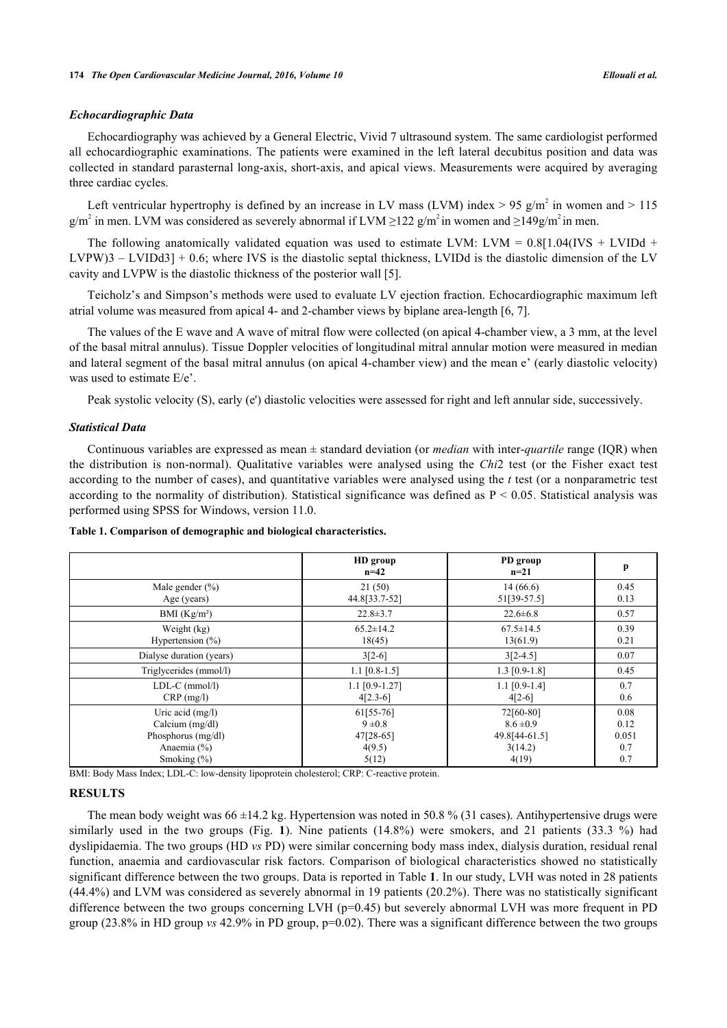### *Echocardiographic Data*

Echocardiography was achieved by a General Electric, Vivid 7 ultrasound system. The same cardiologist performed all echocardiographic examinations. The patients were examined in the left lateral decubitus position and data was collected in standard parasternal long-axis, short-axis, and apical views. Measurements were acquired by averaging three cardiac cycles.

Left ventricular hypertrophy is defined by an increase in LV mass (LVM) index > 95 g/m$^2$ in women and > 115 g/m$^2$ in men. LVM was considered as severely abnormal if LVM ≥122 g/m$^2$ in women and ≥149g/m$^2$ in men.

The following anatomically validated equation was used to estimate LVM: LVM = 0.8[1.04(IVS + LVIDd + LVPW)3 – LVIDd3] + 0.6; where IVS is the diastolic septal thickness, LVIDd is the diastolic dimension of the LV cavity and LVPW is the diastolic thickness of the posterior wall [5].

Teicholz's and Simpson's methods were used to evaluate LV ejection fraction. Echocardiographic maximum left atrial volume was measured from apical 4- and 2-chamber views by biplane area-length [6, 7].

The values of the E wave and A wave of mitral flow were collected (on apical 4-chamber view, a 3 mm, at the level of the basal mitral annulus). Tissue Doppler velocities of longitudinal mitral annular motion were measured in median and lateral segment of the basal mitral annulus (on apical 4-chamber view) and the mean e' (early diastolic velocity) was used to estimate E/e'.

Peak systolic velocity (S), early (e') diastolic velocities were assessed for right and left annular side, successively.

### *Statistical Data*

Continuous variables are expressed as mean ± standard deviation (or *median* with inter-*quartile* range (IQR) when the distribution is non-normal). Qualitative variables were analysed using the *Chi*2 test (or the Fisher exact test according to the number of cases), and quantitative variables were analysed using the *t* test (or a nonparametric test according to the normality of distribution). Statistical significance was defined as $P < 0.05$. Statistical analysis was performed using SPSS for Windows, version 11.0.

**Table 1. Comparison of demographic and biological characteristics.**

| | HD group n=42 | PD group n=21 | p |
|---|---|---|---|
| Male gender (%) | 21 (50) | 14 (66.6) | 0.45 |
| Age (years) | 44.8[33.7-52] | 51[39-57.5] | 0.13 |
| BMI (Kg/m²) | 22.8±3.7 | 22.6±6.8 | 0.57 |
| Weight (kg) | 65.2±14.2 | 67.5±14.5 | 0.39 |
| Hypertension (%) | 18(45) | 13(61.9) | 0.21 |
| Dialyse duration (years) | 3[2-6] | 3[2-4.5] | 0.07 |
| Triglycerides (mmol/l) | 1.1 [0.8-1.5] | 1.3 [0.9-1.8] | 0.45 |
| LDL-C (mmol/l) | 1.1 [0.9-1.27] | 1.1 [0.9-1.4] | 0.7 |
| CRP (mg/l) | 4[2.3-6] | 4[2-6] | 0.6 |
| Uric acid (mg/l) | 61[55-76] | 72[60-80] | 0.08 |
| Calcium (mg/dl) | 9 ±0.8 | 8.6 ±0.9 | 0.12 |
| Phosphorus (mg/dl) | 47[28-65] | 49.8[44-61.5] | 0.051 |
| Anaemia (%) | 4(9.5) | 3(14.2) | 0.7 |
| Smoking (%) | 5(12) | 4(19) | 0.7 |

BMI: Body Mass Index; LDL-C: low-density lipoprotein cholesterol; CRP: C-reactive protein.

## RESULTS

The mean body weight was 66 ±14.2 kg. Hypertension was noted in 50.8 % (31 cases). Antihypertensive drugs were similarly used in the two groups (Fig. **1**). Nine patients (14.8%) were smokers, and 21 patients (33.3 %) had dyslipidaemia. The two groups (HD *vs* PD) were similar concerning body mass index, dialysis duration, residual renal function, anaemia and cardiovascular risk factors. Comparison of biological characteristics showed no statistically significant difference between the two groups. Data is reported in Table **1**. In our study, LVH was noted in 28 patients (44.4%) and LVM was considered as severely abnormal in 19 patients (20.2%). There was no statistically significant difference between the two groups concerning LVH (p=0.45) but severely abnormal LVH was more frequent in PD group (23.8% in HD group *vs* 42.9% in PD group, p=0.02). There was a significant difference between the two groups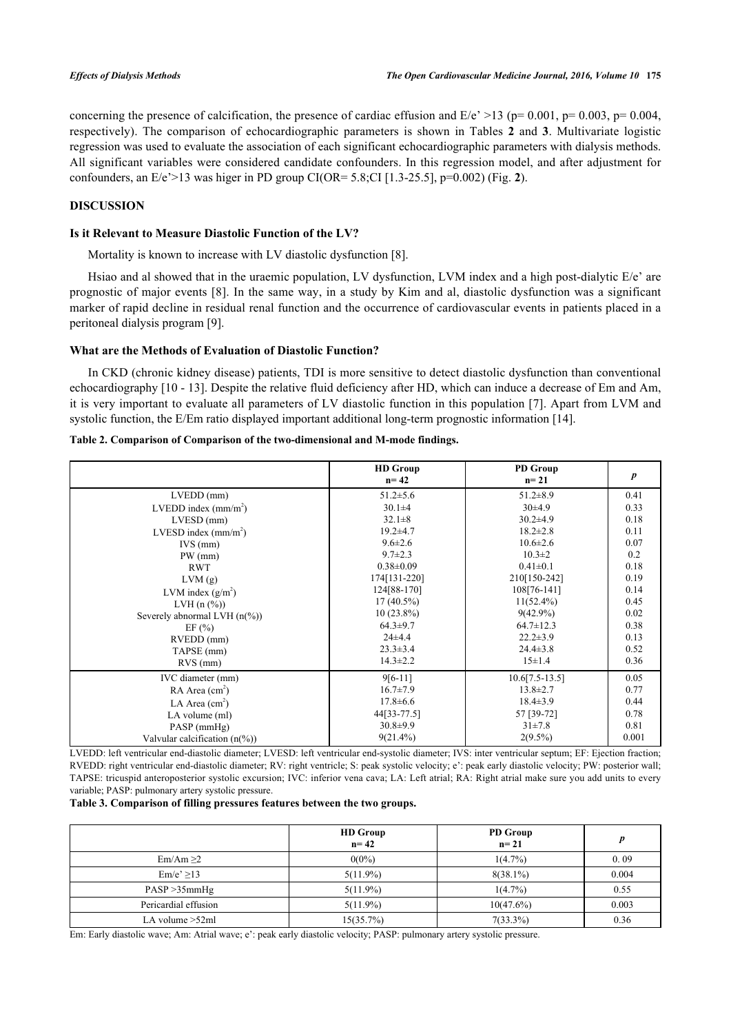concerning the presence of calcification, the presence of cardiac effusion and E/e' >13 (p= 0.001, p= 0.003, p= 0.004, respectively). The comparison of echocardiographic parameters is shown in Tables **2** and **3**. Multivariate logistic regression was used to evaluate the association of each significant echocardiographic parameters with dialysis methods. All significant variables were considered candidate confounders. In this regression model, and after adjustment for confounders, an E/e'>13 was higer in PD group CI(OR= 5.8;CI [1.3-25.5], p=0.002) (Fig. **2**).

## DISCUSSION

### Is it Relevant to Measure Diastolic Function of the LV?

Mortality is known to increase with LV diastolic dysfunction [8].

Hsiao and al showed that in the uraemic population, LV dysfunction, LVM index and a high post-dialytic E/e' are prognostic of major events [8]. In the same way, in a study by Kim and al, diastolic dysfunction was a significant marker of rapid decline in residual renal function and the occurrence of cardiovascular events in patients placed in a peritoneal dialysis program [9].

### What are the Methods of Evaluation of Diastolic Function?

In CKD (chronic kidney disease) patients, TDI is more sensitive to detect diastolic dysfunction than conventional echocardiography [10 - 13]. Despite the relative fluid deficiency after HD, which can induce a decrease of Em and Am, it is very important to evaluate all parameters of LV diastolic function in this population [7]. Apart from LVM and systolic function, the E/Em ratio displayed important additional long-term prognostic information [14].

**Table 2. Comparison of Comparison of the two-dimensional and M-mode findings.**

| | HD Group n= 42 | PD Group n= 21 | *p* |
|---|---|---|---|
| LVEDD (mm) | 51.2±5.6 | 51.2±8.9 | 0.41 |
| LVEDD index (mm/m$^2$) | 30.1±4 | 30±4.9 | 0.33 |
| LVESD (mm) | 32.1±8 | 30.2±4.9 | 0.18 |
| LVESD index (mm/m$^2$) | 19.2±4.7 | 18.2±2.8 | 0.11 |
| IVS (mm) | 9.6±2.6 | 10.6±2.6 | 0.07 |
| PW (mm) | 9.7±2.3 | 10.3±2 | 0.2 |
| RWT | 0.38±0.09 | 0.41±0.1 | 0.18 |
| LVM (g) | 174[131-220] | 210[150-242] | 0.19 |
| LVM index (g/m$^2$) | 124[88-170] | 108[76-141] | 0.14 |
| LVH (n (%)) | 17 (40.5%) | 11(52.4%) | 0.45 |
| Severely abnormal LVH (n(%)) | 10 (23.8%) | 9(42.9%) | 0.02 |
| EF (%) | 64.3±9.7 | 64.7±12.3 | 0.38 |
| RVEDD (mm) | 24±4.4 | 22.2±3.9 | 0.13 |
| TAPSE (mm) | 23.3±3.4 | 24.4±3.8 | 0.52 |
| RVS (mm) | 14.3±2.2 | 15±1.4 | 0.36 |
| IVC diameter (mm) | 9[6-11] | 10.6[7.5-13.5] | 0.05 |
| RA Area (cm$^2$) | 16.7±7.9 | 13.8±2.7 | 0.77 |
| LA Area (cm$^2$) | 17.8±6.6 | 18.4±3.9 | 0.44 |
| LA volume (ml) | 44[33-77.5] | 57 [39-72] | 0.78 |
| PASP (mmHg) | 30.8±9.9 | 31±7.8 | 0.81 |
| Valvular calcification (n(%)) | 9(21.4%) | 2(9.5%) | 0.001 |

LVEDD: left ventricular end-diastolic diameter; LVESD: left ventricular end-systolic diameter; IVS: inter ventricular septum; EF: Ejection fraction; RVEDD: right ventricular end-diastolic diameter; RV: right ventricle; S: peak systolic velocity; e': peak early diastolic velocity; PW: posterior wall; TAPSE: tricuspid anteroposterior systolic excursion; IVC: inferior vena cava; LA: Left atrial; RA: Right atrial make sure you add units to every variable; PASP: pulmonary artery systolic pressure.

**Table 3. Comparison of filling pressures features between the two groups.**

| | HD Group n= 42 | PD Group n= 21 | *p* |
|---|---|---|---|
| Em/Am ≥2 | 0(0%) | 1(4.7%) | 0. 09 |
| Em/e' ≥13 | 5(11.9%) | 8(38.1%) | 0.004 |
| PASP >35mmHg | 5(11.9%) | 1(4.7%) | 0.55 |
| Pericardial effusion | 5(11.9%) | 10(47.6%) | 0.003 |
| LA volume >52ml | 15(35.7%) | 7(33.3%) | 0.36 |

Em: Early diastolic wave; Am: Atrial wave; e': peak early diastolic velocity; PASP: pulmonary artery systolic pressure.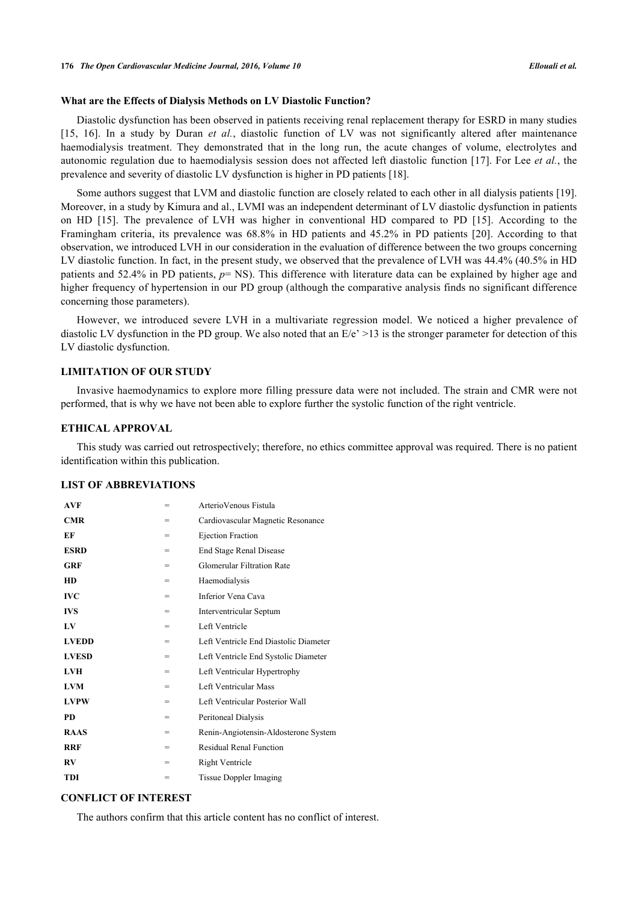### What are the Effects of Dialysis Methods on LV Diastolic Function?

Diastolic dysfunction has been observed in patients receiving renal replacement therapy for ESRD in many studies [15, 16]. In a study by Duran *et al.*, diastolic function of LV was not significantly altered after maintenance haemodialysis treatment. They demonstrated that in the long run, the acute changes of volume, electrolytes and autonomic regulation due to haemodialysis session does not affected left diastolic function [17]. For Lee *et al.*, the prevalence and severity of diastolic LV dysfunction is higher in PD patients [18].

Some authors suggest that LVM and diastolic function are closely related to each other in all dialysis patients [19]. Moreover, in a study by Kimura and al., LVMI was an independent determinant of LV diastolic dysfunction in patients on HD [15]. The prevalence of LVH was higher in conventional HD compared to PD [15]. According to the Framingham criteria, its prevalence was 68.8% in HD patients and 45.2% in PD patients [20]. According to that observation, we introduced LVH in our consideration in the evaluation of difference between the two groups concerning LV diastolic function. In fact, in the present study, we observed that the prevalence of LVH was 44.4% (40.5% in HD patients and 52.4% in PD patients, *p*= NS). This difference with literature data can be explained by higher age and higher frequency of hypertension in our PD group (although the comparative analysis finds no significant difference concerning those parameters).

However, we introduced severe LVH in a multivariate regression model. We noticed a higher prevalence of diastolic LV dysfunction in the PD group. We also noted that an E/e' >13 is the stronger parameter for detection of this LV diastolic dysfunction.

## LIMITATION OF OUR STUDY

Invasive haemodynamics to explore more filling pressure data were not included. The strain and CMR were not performed, that is why we have not been able to explore further the systolic function of the right ventricle.

## ETHICAL APPROVAL

This study was carried out retrospectively; therefore, no ethics committee approval was required. There is no patient identification within this publication.

## LIST OF ABBREVIATIONS

| | | |
|---|---|---|
| **AVF** | = | ArterioVenous Fistula |
| **CMR** | = | Cardiovascular Magnetic Resonance |
| **EF** | = | Ejection Fraction |
| **ESRD** | = | End Stage Renal Disease |
| **GRF** | = | Glomerular Filtration Rate |
| **HD** | = | Haemodialysis |
| **IVC** | = | Inferior Vena Cava |
| **IVS** | = | Interventricular Septum |
| **LV** | = | Left Ventricle |
| **LVEDD** | = | Left Ventricle End Diastolic Diameter |
| **LVESD** | = | Left Ventricle End Systolic Diameter |
| **LVH** | = | Left Ventricular Hypertrophy |
| **LVM** | = | Left Ventricular Mass |
| **LVPW** | = | Left Ventricular Posterior Wall |
| **PD** | = | Peritoneal Dialysis |
| **RAAS** | = | Renin-Angiotensin-Aldosterone System |
| **RRF** | = | Residual Renal Function |
| **RV** | = | Right Ventricle |
| **TDI** | = | Tissue Doppler Imaging |

## CONFLICT OF INTEREST

The authors confirm that this article content has no conflict of interest.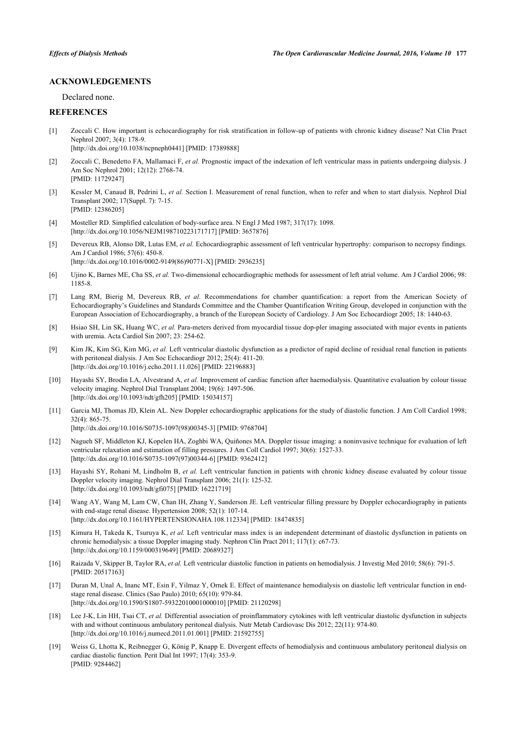## ACKNOWLEDGEMENTS

Declared none.

## REFERENCES

[1] Zoccali C. How important is echocardiography for risk stratification in follow-up of patients with chronic kidney disease? Nat Clin Pract Nephrol 2007; 3(4): 178-9.
[http://dx.doi.org/10.1038/ncpneph0441] [PMID: 17389888]

[2] Zoccali C, Benedetto FA, Mallamaci F, *et al.* Prognostic impact of the indexation of left ventricular mass in patients undergoing dialysis. J Am Soc Nephrol 2001; 12(12): 2768-74.
[PMID: 11729247]

[3] Kessler M, Canaud B, Pedrini L, *et al.* Section I. Measurement of renal function, when to refer and when to start dialysis. Nephrol Dial Transplant 2002; 17(Suppl. 7): 7-15.
[PMID: 12386205]

[4] Mosteller RD. Simplified calculation of body-surface area. N Engl J Med 1987; 317(17): 1098.
[http://dx.doi.org/10.1056/NEJM198710223171717] [PMID: 3657876]

[5] Devereux RB, Alonso DR, Lutas EM, *et al.* Echocardiographic assessment of left ventricular hypertrophy: comparison to necropsy findings. Am J Cardiol 1986; 57(6): 450-8.
[http://dx.doi.org/10.1016/0002-9149(86)90771-X] [PMID: 2936235]

[6] Ujino K, Barnes ME, Cha SS, *et al.* Two-dimensional echocardiographic methods for assessment of left atrial volume. Am J Cardiol 2006; 98: 1185-8.

[7] Lang RM, Bierig M, Devereux RB, *et al.* Recommendations for chamber quantification: a report from the American Society of Echocardiography's Guidelines and Standards Committee and the Chamber Quantification Writing Group, developed in conjunction with the European Association of Echocardiography, a branch of the European Society of Cardiology. J Am Soc Echocardiogr 2005; 18: 1440-63.

[8] Hsiao SH, Lin SK, Huang WC, *et al.* Para-meters derived from myocardial tissue dop-pler imaging associated with major events in patients with uremia. Acta Cardiol Sin 2007; 23: 254-62.

[9] Kim JK, Kim SG, Kim MG, *et al.* Left ventricular diastolic dysfunction as a predictor of rapid decline of residual renal function in patients with peritoneal dialysis. J Am Soc Echocardiogr 2012; 25(4): 411-20.
[http://dx.doi.org/10.1016/j.echo.2011.11.026] [PMID: 22196883]

[10] Hayashi SY, Brodin LA, Alvestrand A, *et al.* Improvement of cardiac function after haemodialysis. Quantitative evaluation by colour tissue velocity imaging. Nephrol Dial Transplant 2004; 19(6): 1497-506.
[http://dx.doi.org/10.1093/ndt/gfh205] [PMID: 15034157]

[11] Garcia MJ, Thomas JD, Klein AL. New Doppler echocardiographic applications for the study of diastolic function. J Am Coll Cardiol 1998; 32(4): 865-75.
[http://dx.doi.org/10.1016/S0735-1097(98)00345-3] [PMID: 9768704]

[12] Nagueh SF, Middleton KJ, Kopelen HA, Zoghbi WA, Quiñones MA. Doppler tissue imaging: a noninvasive technique for evaluation of left ventricular relaxation and estimation of filling pressures. J Am Coll Cardiol 1997; 30(6): 1527-33.
[http://dx.doi.org/10.1016/S0735-1097(97)00344-6] [PMID: 9362412]

[13] Hayashi SY, Rohani M, Lindholm B, *et al.* Left ventricular function in patients with chronic kidney disease evaluated by colour tissue Doppler velocity imaging. Nephrol Dial Transplant 2006; 21(1): 125-32.
[http://dx.doi.org/10.1093/ndt/gfi075] [PMID: 16221719]

[14] Wang AY, Wang M, Lam CW, Chan IH, Zhang Y, Sanderson JE. Left ventricular filling pressure by Doppler echocardiography in patients with end-stage renal disease. Hypertension 2008; 52(1): 107-14.
[http://dx.doi.org/10.1161/HYPERTENSIONAHA.108.112334] [PMID: 18474835]

[15] Kimura H, Takeda K, Tsuruya K, *et al.* Left ventricular mass index is an independent determinant of diastolic dysfunction in patients on chronic hemodialysis: a tissue Doppler imaging study. Nephron Clin Pract 2011; 117(1): c67-73.
[http://dx.doi.org/10.1159/000319649] [PMID: 20689327]

[16] Raizada V, Skipper B, Taylor RA, *et al.* Left ventricular diastolic function in patients on hemodialysis. J Investig Med 2010; 58(6): 791-5.
[PMID: 20517163]

[17] Duran M, Unal A, Inanc MT, Esin F, Yilmaz Y, Ornek E. Effect of maintenance hemodialysis on diastolic left ventricular function in end-stage renal disease. Clinics (Sao Paulo) 2010; 65(10): 979-84.
[http://dx.doi.org/10.1590/S1807-59322010001000010] [PMID: 21120298]

[18] Lee J-K, Lin HH, Tsai CT, *et al.* Differential association of proinflammatory cytokines with left ventricular diastolic dysfunction in subjects with and without continuous ambulatory peritoneal dialysis. Nutr Metab Cardiovasc Dis 2012; 22(11): 974-80.
[http://dx.doi.org/10.1016/j.numecd.2011.01.001] [PMID: 21592755]

[19] Weiss G, Lhotta K, Reibnegger G, König P, Knapp E. Divergent effects of hemodialysis and continuous ambulatory peritoneal dialysis on cardiac diastolic function. Perit Dial Int 1997; 17(4): 353-9.
[PMID: 9284462]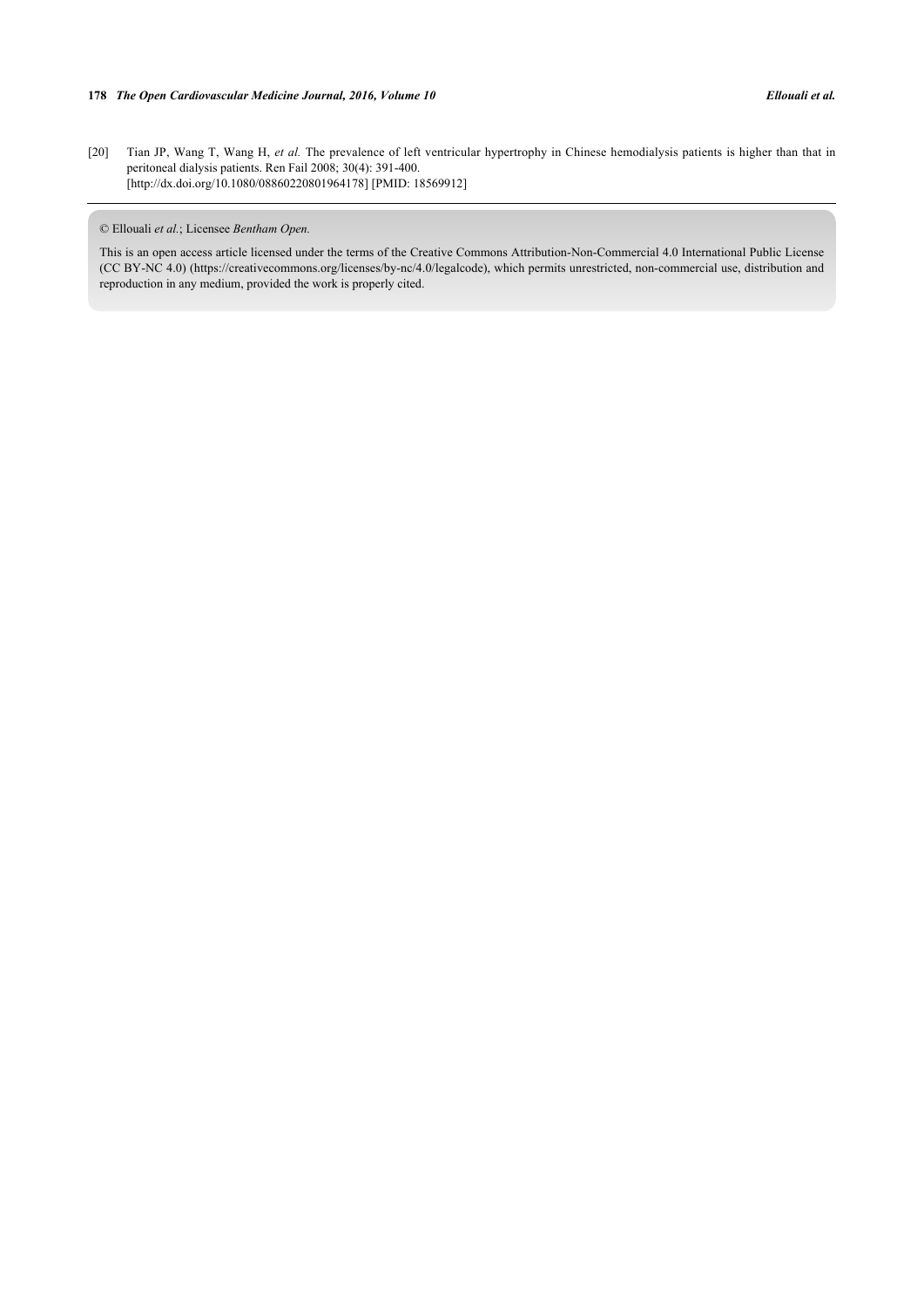[20] Tian JP, Wang T, Wang H, *et al.* The prevalence of left ventricular hypertrophy in Chinese hemodialysis patients is higher than that in peritoneal dialysis patients. Ren Fail 2008; 30(4): 391-400.
[http://dx.doi.org/10.1080/08860220801964178] [PMID: 18569912]

---

© Ellouali *et al.*; Licensee *Bentham Open.*

This is an open access article licensed under the terms of the Creative Commons Attribution-Non-Commercial 4.0 International Public License (CC BY-NC 4.0) (https://creativecommons.org/licenses/by-nc/4.0/legalcode), which permits unrestricted, non-commercial use, distribution and reproduction in any medium, provided the work is properly cited.